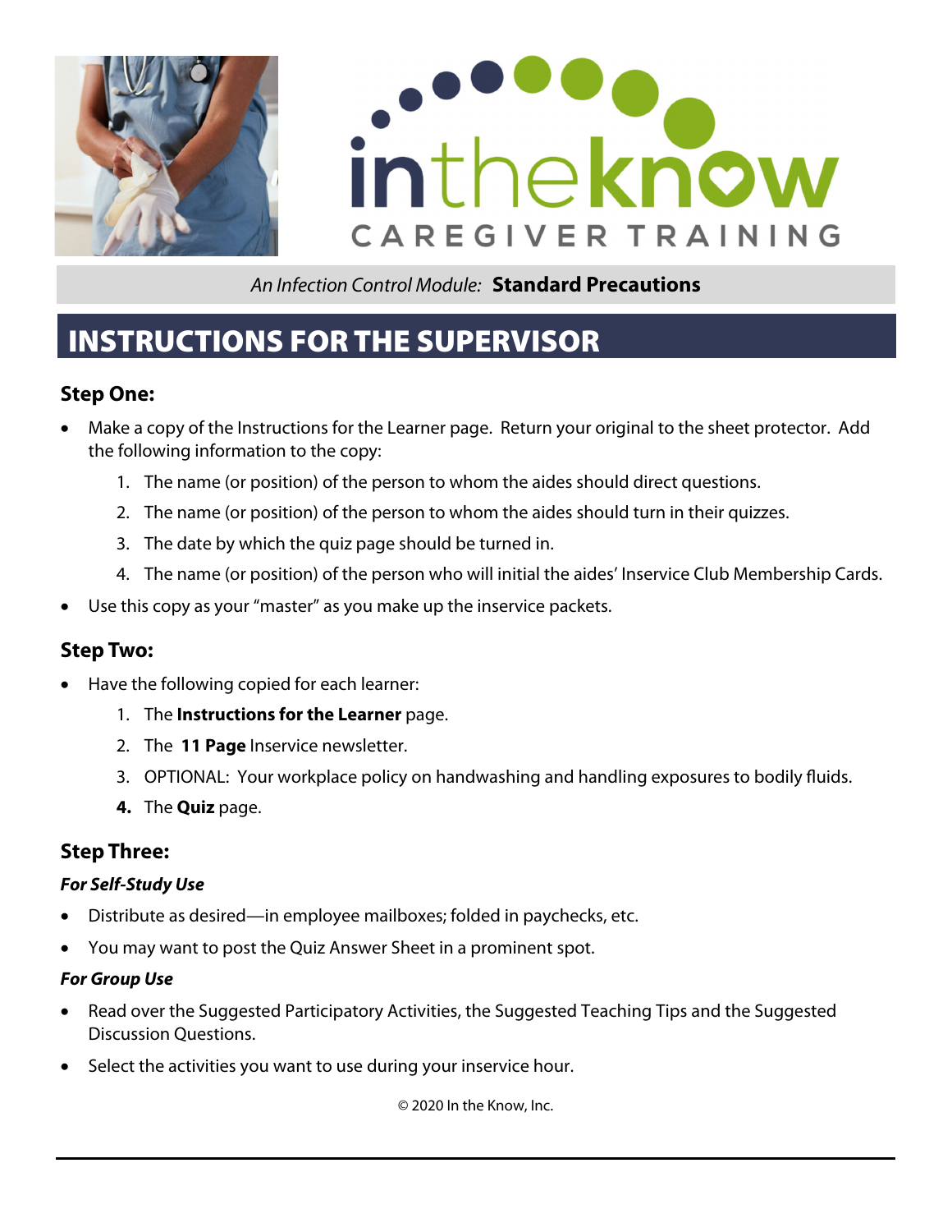in the know
CAREGIVER TRAINING

*An Infection Control Module:* **Standard Precautions**

# INSTRUCTIONS FOR THE SUPERVISOR

### Step One:

- Make a copy of the Instructions for the Learner page. Return your original to the sheet protector. Add the following information to the copy:
  1. The name (or position) of the person to whom the aides should direct questions.
  2. The name (or position) of the person to whom the aides should turn in their quizzes.
  3. The date by which the quiz page should be turned in.
  4. The name (or position) of the person who will initial the aides' Inservice Club Membership Cards.
- Use this copy as your "master" as you make up the inservice packets.

### Step Two:

- Have the following copied for each learner:
  1. The **Instructions for the Learner** page.
  2. The **11 Page** Inservice newsletter.
  3. OPTIONAL: Your workplace policy on handwashing and handling exposures to bodily fluids.
  4. The **Quiz** page.

### Step Three:

***For Self-Study Use***

- Distribute as desired—in employee mailboxes; folded in paychecks, etc.
- You may want to post the Quiz Answer Sheet in a prominent spot.

***For Group Use***

- Read over the Suggested Participatory Activities, the Suggested Teaching Tips and the Suggested Discussion Questions.
- Select the activities you want to use during your inservice hour.

© 2020 In the Know, Inc.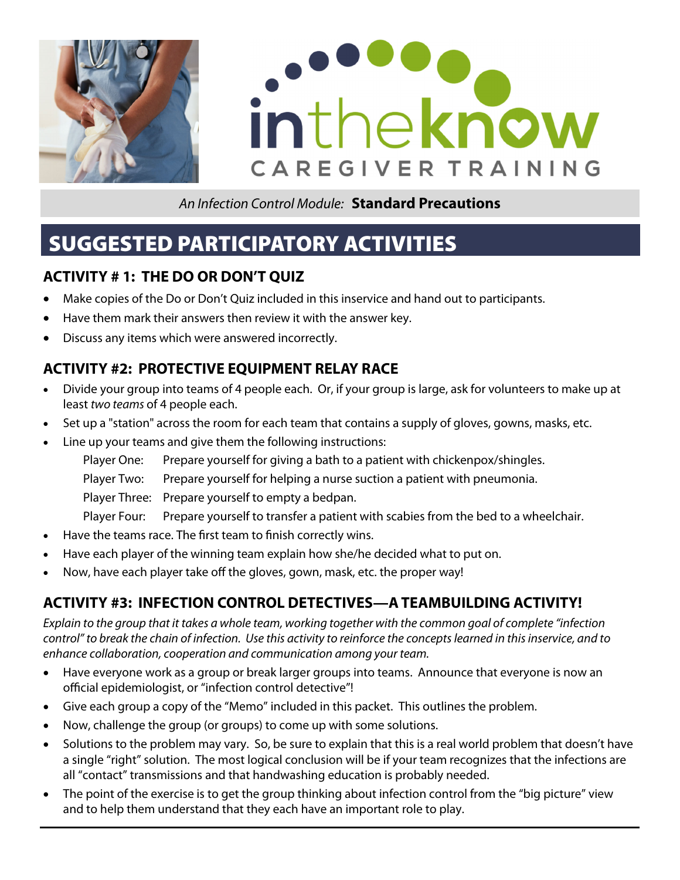# in the know CAREGIVER TRAINING

*An Infection Control Module:* **Standard Precautions**

## SUGGESTED PARTICIPATORY ACTIVITIES

### ACTIVITY # 1: THE DO OR DON'T QUIZ

- Make copies of the Do or Don't Quiz included in this inservice and hand out to participants.
- Have them mark their answers then review it with the answer key.
- Discuss any items which were answered incorrectly.

### ACTIVITY #2: PROTECTIVE EQUIPMENT RELAY RACE

- Divide your group into teams of 4 people each. Or, if your group is large, ask for volunteers to make up at least *two teams* of 4 people each.
- Set up a "station" across the room for each team that contains a supply of gloves, gowns, masks, etc.
- Line up your teams and give them the following instructions:
  - Player One: Prepare yourself for giving a bath to a patient with chickenpox/shingles.
  - Player Two: Prepare yourself for helping a nurse suction a patient with pneumonia.
  - Player Three: Prepare yourself to empty a bedpan.
  - Player Four: Prepare yourself to transfer a patient with scabies from the bed to a wheelchair.
- Have the teams race. The first team to finish correctly wins.
- Have each player of the winning team explain how she/he decided what to put on.
- Now, have each player take off the gloves, gown, mask, etc. the proper way!

### ACTIVITY #3: INFECTION CONTROL DETECTIVES—A TEAMBUILDING ACTIVITY!

*Explain to the group that it takes a whole team, working together with the common goal of complete "infection control" to break the chain of infection. Use this activity to reinforce the concepts learned in this inservice, and to enhance collaboration, cooperation and communication among your team.*

- Have everyone work as a group or break larger groups into teams. Announce that everyone is now an official epidemiologist, or "infection control detective"!
- Give each group a copy of the "Memo" included in this packet. This outlines the problem.
- Now, challenge the group (or groups) to come up with some solutions.
- Solutions to the problem may vary. So, be sure to explain that this is a real world problem that doesn't have a single "right" solution. The most logical conclusion will be if your team recognizes that the infections are all "contact" transmissions and that handwashing education is probably needed.
- The point of the exercise is to get the group thinking about infection control from the "big picture" view and to help them understand that they each have an important role to play.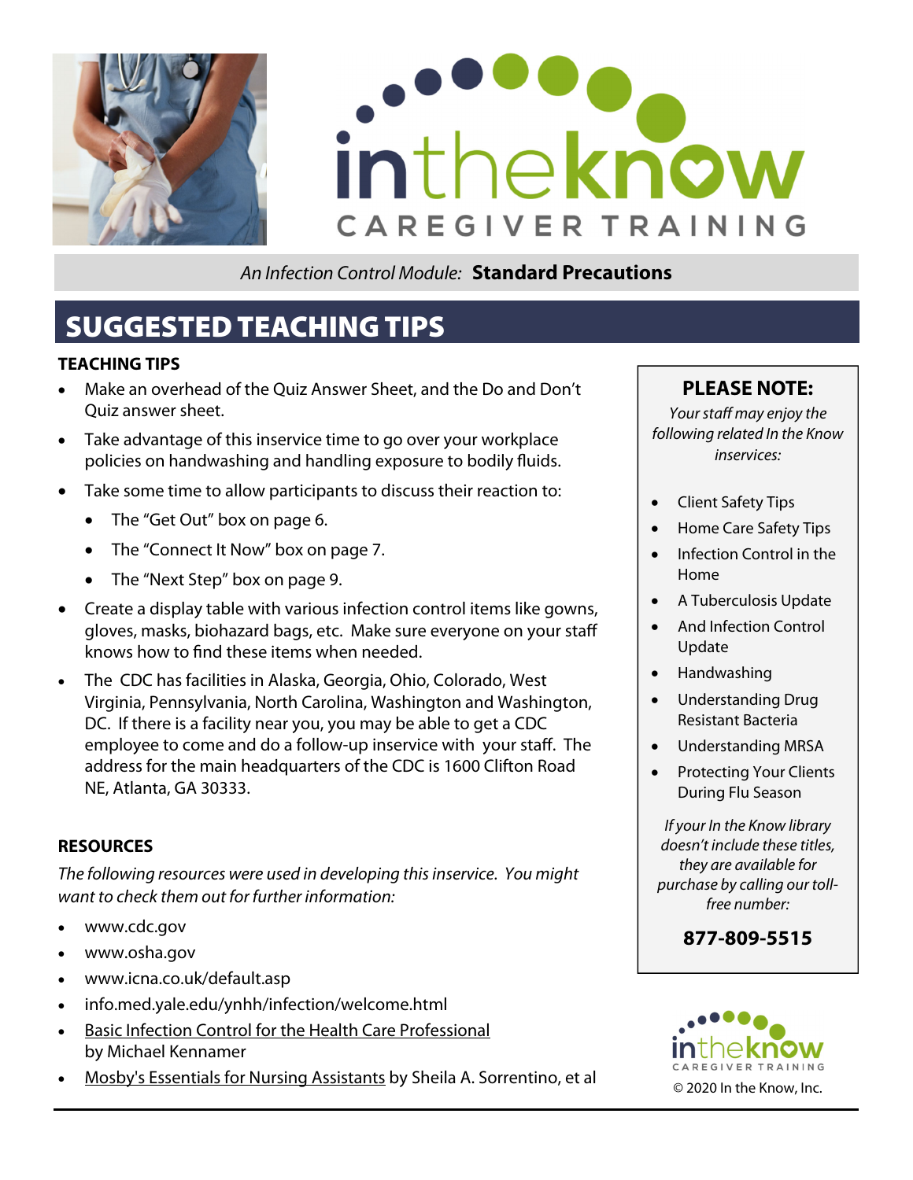An Infection Control Module: **Standard Precautions**

# SUGGESTED TEACHING TIPS

### TEACHING TIPS

- Make an overhead of the Quiz Answer Sheet, and the Do and Don't Quiz answer sheet.
- Take advantage of this inservice time to go over your workplace policies on handwashing and handling exposure to bodily fluids.
- Take some time to allow participants to discuss their reaction to:
  - The "Get Out" box on page 6.
  - The "Connect It Now" box on page 7.
  - The "Next Step" box on page 9.
- Create a display table with various infection control items like gowns, gloves, masks, biohazard bags, etc. Make sure everyone on your staff knows how to find these items when needed.
- The CDC has facilities in Alaska, Georgia, Ohio, Colorado, West Virginia, Pennsylvania, North Carolina, Washington and Washington, DC. If there is a facility near you, you may be able to get a CDC employee to come and do a follow-up inservice with your staff. The address for the main headquarters of the CDC is 1600 Clifton Road NE, Atlanta, GA 30333.

### RESOURCES

*The following resources were used in developing this inservice. You might want to check them out for further information:*

- www.cdc.gov
- www.osha.gov
- www.icna.co.uk/default.asp
- info.med.yale.edu/ynhh/infection/welcome.html
- Basic Infection Control for the Health Care Professional by Michael Kennamer
- Mosby's Essentials for Nursing Assistants by Sheila A. Sorrentino, et al

### PLEASE NOTE:

*Your staff may enjoy the following related In the Know inservices:*

- Client Safety Tips
- Home Care Safety Tips
- Infection Control in the Home
- A Tuberculosis Update
- And Infection Control Update
- Handwashing
- Understanding Drug Resistant Bacteria
- Understanding MRSA
- Protecting Your Clients During Flu Season

*If your In the Know library doesn't include these titles, they are available for purchase by calling our toll-free number:*

**877-809-5515**

© 2020 In the Know, Inc.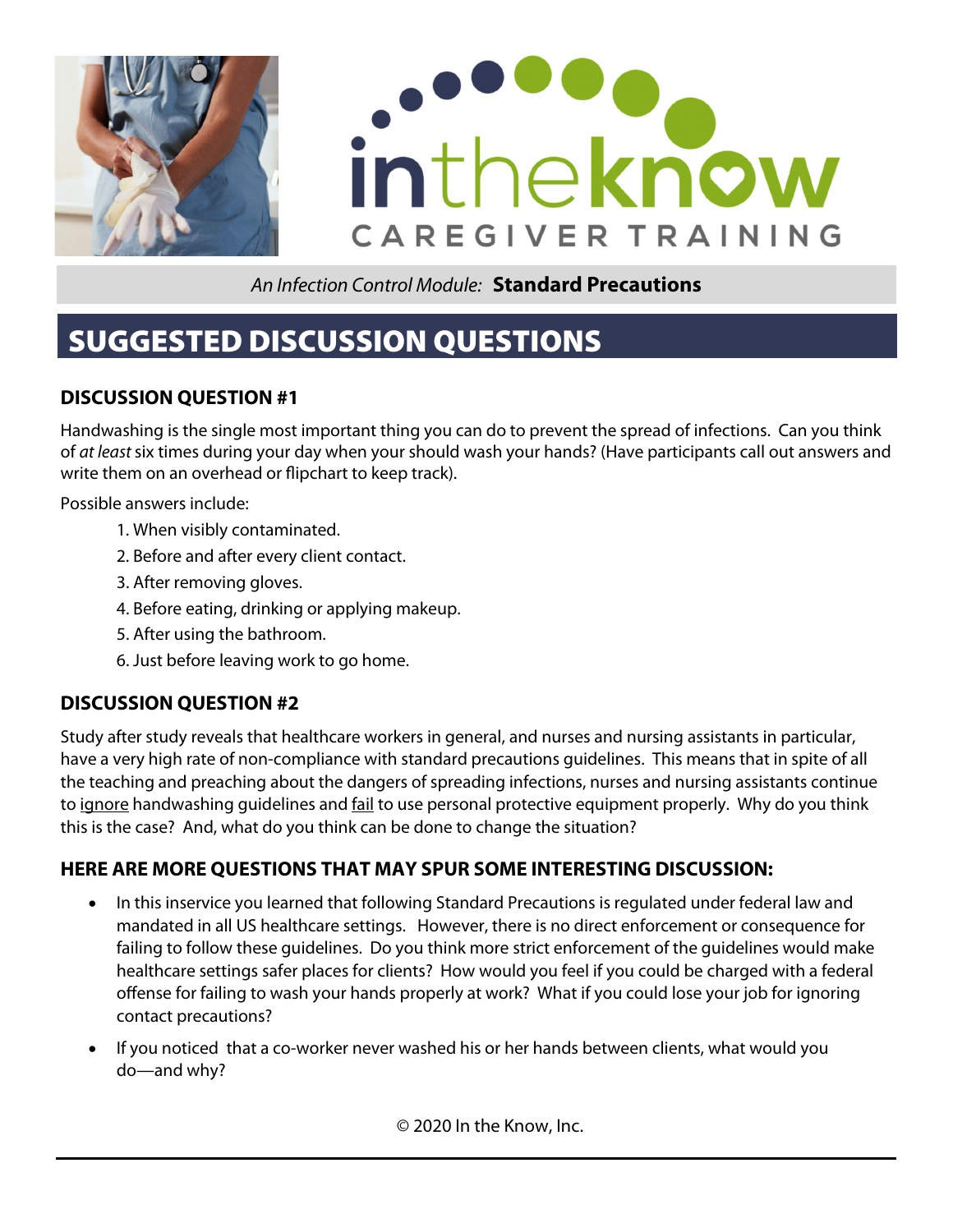An Infection Control Module: **Standard Precautions**

# SUGGESTED DISCUSSION QUESTIONS

### DISCUSSION QUESTION #1

Handwashing is the single most important thing you can do to prevent the spread of infections. Can you think of *at least* six times during your day when your should wash your hands? (Have participants call out answers and write them on an overhead or flipchart to keep track).

Possible answers include:

1. When visibly contaminated.
2. Before and after every client contact.
3. After removing gloves.
4. Before eating, drinking or applying makeup.
5. After using the bathroom.
6. Just before leaving work to go home.

### DISCUSSION QUESTION #2

Study after study reveals that healthcare workers in general, and nurses and nursing assistants in particular, have a very high rate of non-compliance with standard precautions guidelines. This means that in spite of all the teaching and preaching about the dangers of spreading infections, nurses and nursing assistants continue to ignore handwashing guidelines and fail to use personal protective equipment properly. Why do you think this is the case? And, what do you think can be done to change the situation?

### HERE ARE MORE QUESTIONS THAT MAY SPUR SOME INTERESTING DISCUSSION:

- In this inservice you learned that following Standard Precautions is regulated under federal law and mandated in all US healthcare settings. However, there is no direct enforcement or consequence for failing to follow these guidelines. Do you think more strict enforcement of the guidelines would make healthcare settings safer places for clients? How would you feel if you could be charged with a federal offense for failing to wash your hands properly at work? What if you could lose your job for ignoring contact precautions?
- If you noticed that a co-worker never washed his or her hands between clients, what would you do—and why?

© 2020 In the Know, Inc.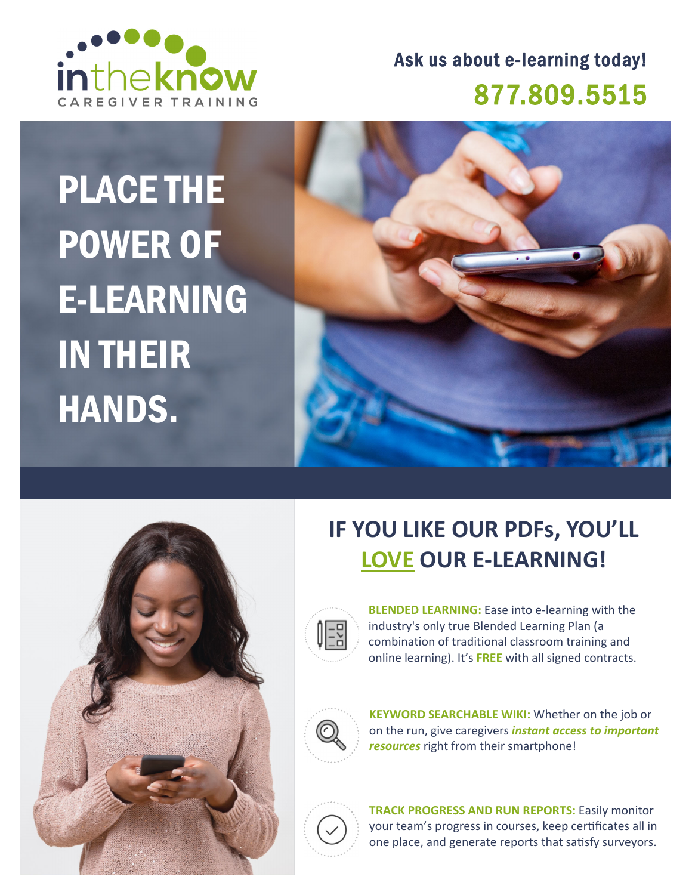**in the know**
CAREGIVER TRAINING

Ask us about e-learning today!
**877.809.5515**

# PLACE THE POWER OF E-LEARNING IN THEIR HANDS.

## IF YOU LIKE OUR PDFs, YOU'LL LOVE OUR E-LEARNING!

**BLENDED LEARNING:** Ease into e-learning with the industry's only true Blended Learning Plan (a combination of traditional classroom training and online learning). It's **FREE** with all signed contracts.

**KEYWORD SEARCHABLE WIKI:** Whether on the job or on the run, give caregivers ***instant access to important resources*** right from their smartphone!

**TRACK PROGRESS AND RUN REPORTS:** Easily monitor your team's progress in courses, keep certificates all in one place, and generate reports that satisfy surveyors.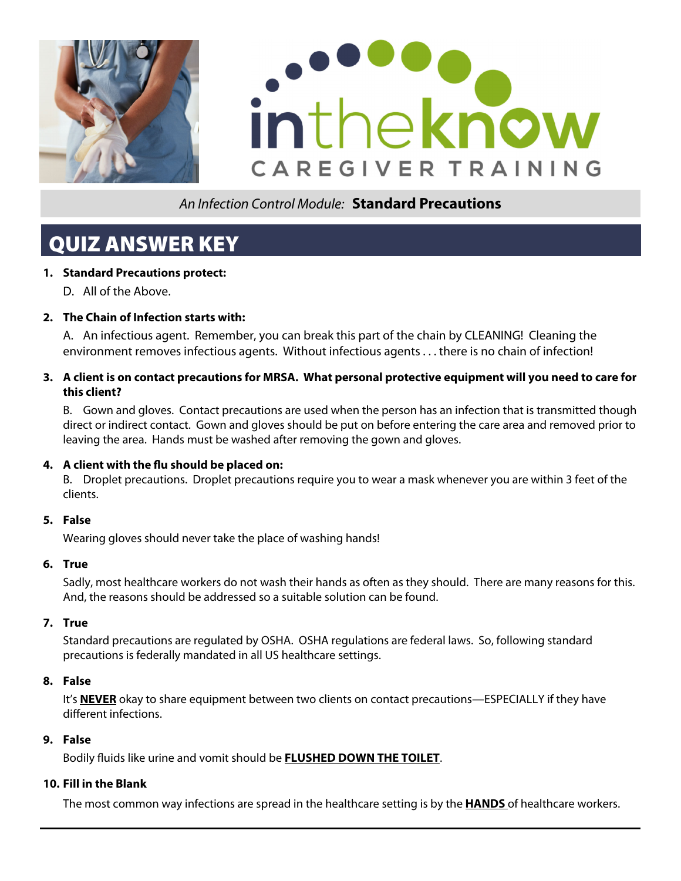inthekn♡w

CAREGIVER TRAINING

*An Infection Control Module:* **Standard Precautions**

# QUIZ ANSWER KEY

1. **Standard Precautions protect:**

   D. All of the Above.

2. **The Chain of Infection starts with:**

   A. An infectious agent. Remember, you can break this part of the chain by CLEANING! Cleaning the environment removes infectious agents. Without infectious agents . . . there is no chain of infection!

3. **A client is on contact precautions for MRSA. What personal protective equipment will you need to care for this client?**

   B. Gown and gloves. Contact precautions are used when the person has an infection that is transmitted though direct or indirect contact. Gown and gloves should be put on before entering the care area and removed prior to leaving the area. Hands must be washed after removing the gown and gloves.

4. **A client with the flu should be placed on:**

   B. Droplet precautions. Droplet precautions require you to wear a mask whenever you are within 3 feet of the clients.

5. **False**

   Wearing gloves should never take the place of washing hands!

6. **True**

   Sadly, most healthcare workers do not wash their hands as often as they should. There are many reasons for this. And, the reasons should be addressed so a suitable solution can be found.

7. **True**

   Standard precautions are regulated by OSHA. OSHA regulations are federal laws. So, following standard precautions is federally mandated in all US healthcare settings.

8. **False**

   It's **NEVER** okay to share equipment between two clients on contact precautions—ESPECIALLY if they have different infections.

9. **False**

   Bodily fluids like urine and vomit should be **FLUSHED DOWN THE TOILET**.

10. **Fill in the Blank**

    The most common way infections are spread in the healthcare setting is by the **HANDS** of healthcare workers.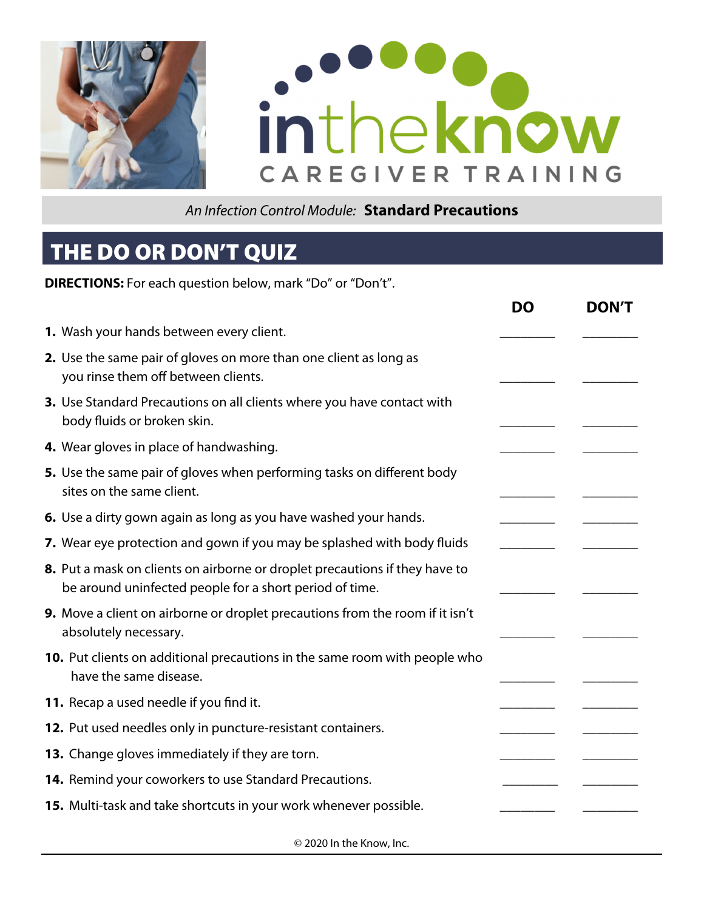intheknow

CAREGIVER TRAINING

*An Infection Control Module:* **Standard Precautions**

# THE DO OR DON'T QUIZ

**DIRECTIONS:** For each question below, mark "Do" or "Don't".

| | DO | DON'T |
|---|---|---|
| **1.** Wash your hands between every client. | ________ | ________ |
| **2.** Use the same pair of gloves on more than one client as long as you rinse them off between clients. | ________ | ________ |
| **3.** Use Standard Precautions on all clients where you have contact with body fluids or broken skin. | ________ | ________ |
| **4.** Wear gloves in place of handwashing. | ________ | ________ |
| **5.** Use the same pair of gloves when performing tasks on different body sites on the same client. | ________ | ________ |
| **6.** Use a dirty gown again as long as you have washed your hands. | ________ | ________ |
| **7.** Wear eye protection and gown if you may be splashed with body fluids | ________ | ________ |
| **8.** Put a mask on clients on airborne or droplet precautions if they have to be around uninfected people for a short period of time. | ________ | ________ |
| **9.** Move a client on airborne or droplet precautions from the room if it isn't absolutely necessary. | ________ | ________ |
| **10.** Put clients on additional precautions in the same room with people who have the same disease. | ________ | ________ |
| **11.** Recap a used needle if you find it. | ________ | ________ |
| **12.** Put used needles only in puncture-resistant containers. | ________ | ________ |
| **13.** Change gloves immediately if they are torn. | ________ | ________ |
| **14.** Remind your coworkers to use Standard Precautions. | ________ | ________ |
| **15.** Multi-task and take shortcuts in your work whenever possible. | ________ | ________ |

© 2020 In the Know, Inc.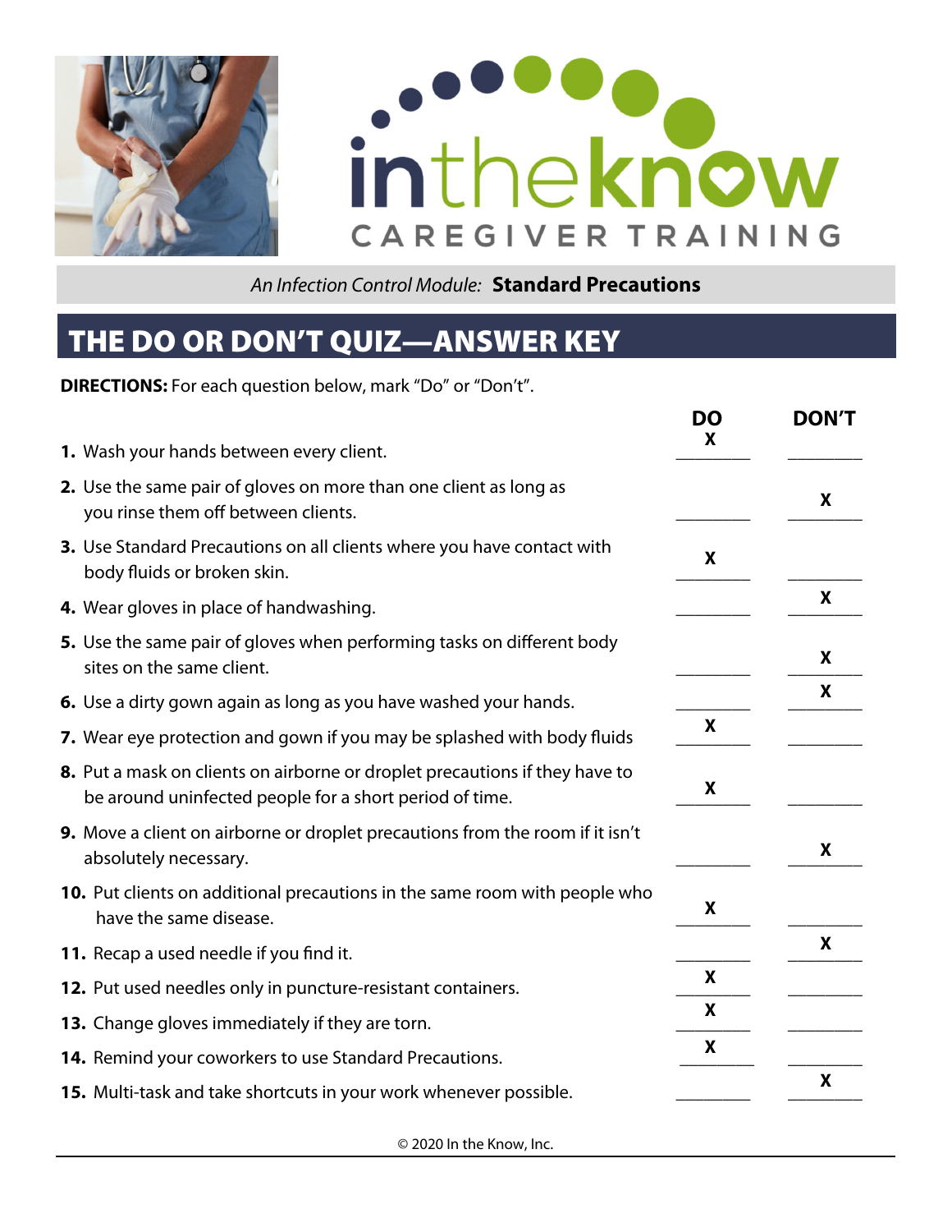inthe**know**

CAREGIVER TRAINING

*An Infection Control Module:* **Standard Precautions**

# THE DO OR DON'T QUIZ—ANSWER KEY

**DIRECTIONS:** For each question below, mark "Do" or "Don't".

| | DO | DON'T |
|---|---|---|
| **1.** Wash your hands between every client. | X | |
| **2.** Use the same pair of gloves on more than one client as long as you rinse them off between clients. | | X |
| **3.** Use Standard Precautions on all clients where you have contact with body fluids or broken skin. | X | |
| **4.** Wear gloves in place of handwashing. | | X |
| **5.** Use the same pair of gloves when performing tasks on different body sites on the same client. | | X |
| **6.** Use a dirty gown again as long as you have washed your hands. | | X |
| **7.** Wear eye protection and gown if you may be splashed with body fluids | X | |
| **8.** Put a mask on clients on airborne or droplet precautions if they have to be around uninfected people for a short period of time. | X | |
| **9.** Move a client on airborne or droplet precautions from the room if it isn't absolutely necessary. | | X |
| **10.** Put clients on additional precautions in the same room with people who have the same disease. | X | |
| **11.** Recap a used needle if you find it. | | X |
| **12.** Put used needles only in puncture-resistant containers. | X | |
| **13.** Change gloves immediately if they are torn. | X | |
| **14.** Remind your coworkers to use Standard Precautions. | X | |
| **15.** Multi-task and take shortcuts in your work whenever possible. | | X |

© 2020 In the Know, Inc.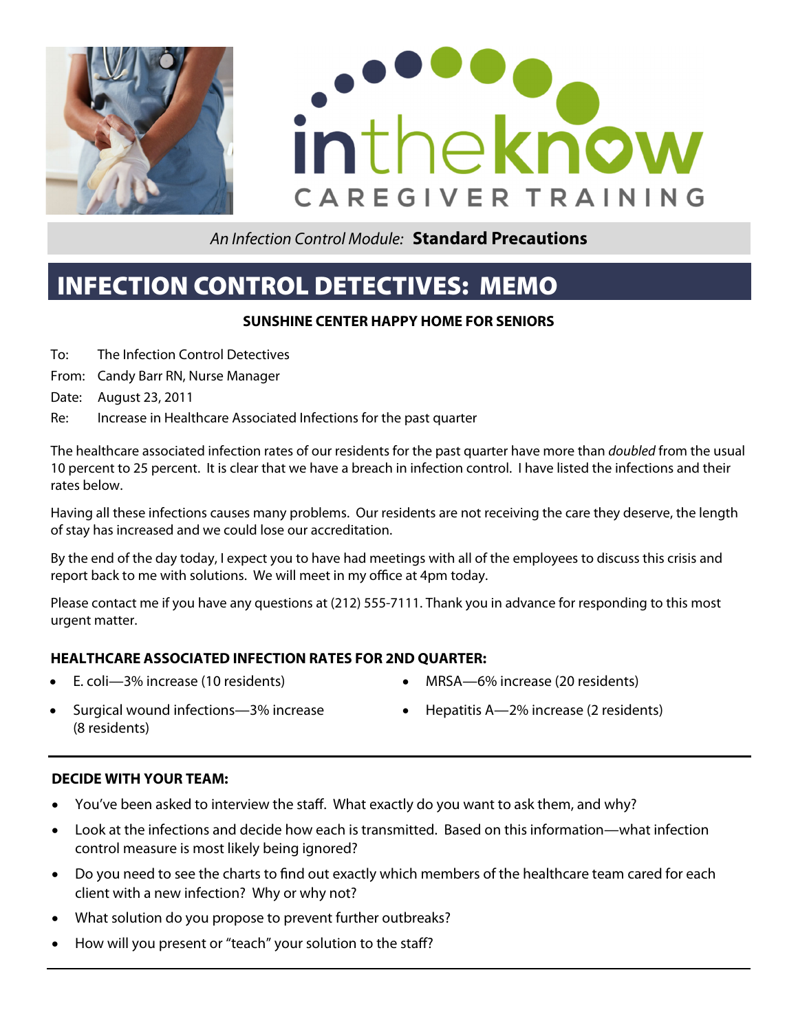An Infection Control Module: **Standard Precautions**

# INFECTION CONTROL DETECTIVES: MEMO

**SUNSHINE CENTER HAPPY HOME FOR SENIORS**

To: The Infection Control Detectives

From: Candy Barr RN, Nurse Manager

Date: August 23, 2011

Re: Increase in Healthcare Associated Infections for the past quarter

The healthcare associated infection rates of our residents for the past quarter have more than *doubled* from the usual 10 percent to 25 percent. It is clear that we have a breach in infection control. I have listed the infections and their rates below.

Having all these infections causes many problems. Our residents are not receiving the care they deserve, the length of stay has increased and we could lose our accreditation.

By the end of the day today, I expect you to have had meetings with all of the employees to discuss this crisis and report back to me with solutions. We will meet in my office at 4pm today.

Please contact me if you have any questions at (212) 555-7111. Thank you in advance for responding to this most urgent matter.

### HEALTHCARE ASSOCIATED INFECTION RATES FOR 2ND QUARTER:

- E. coli—3% increase (10 residents)
- Surgical wound infections—3% increase (8 residents)
- MRSA—6% increase (20 residents)
- Hepatitis A—2% increase (2 residents)

### DECIDE WITH YOUR TEAM:

- You've been asked to interview the staff. What exactly do you want to ask them, and why?
- Look at the infections and decide how each is transmitted. Based on this information—what infection control measure is most likely being ignored?
- Do you need to see the charts to find out exactly which members of the healthcare team cared for each client with a new infection? Why or why not?
- What solution do you propose to prevent further outbreaks?
- How will you present or "teach" your solution to the staff?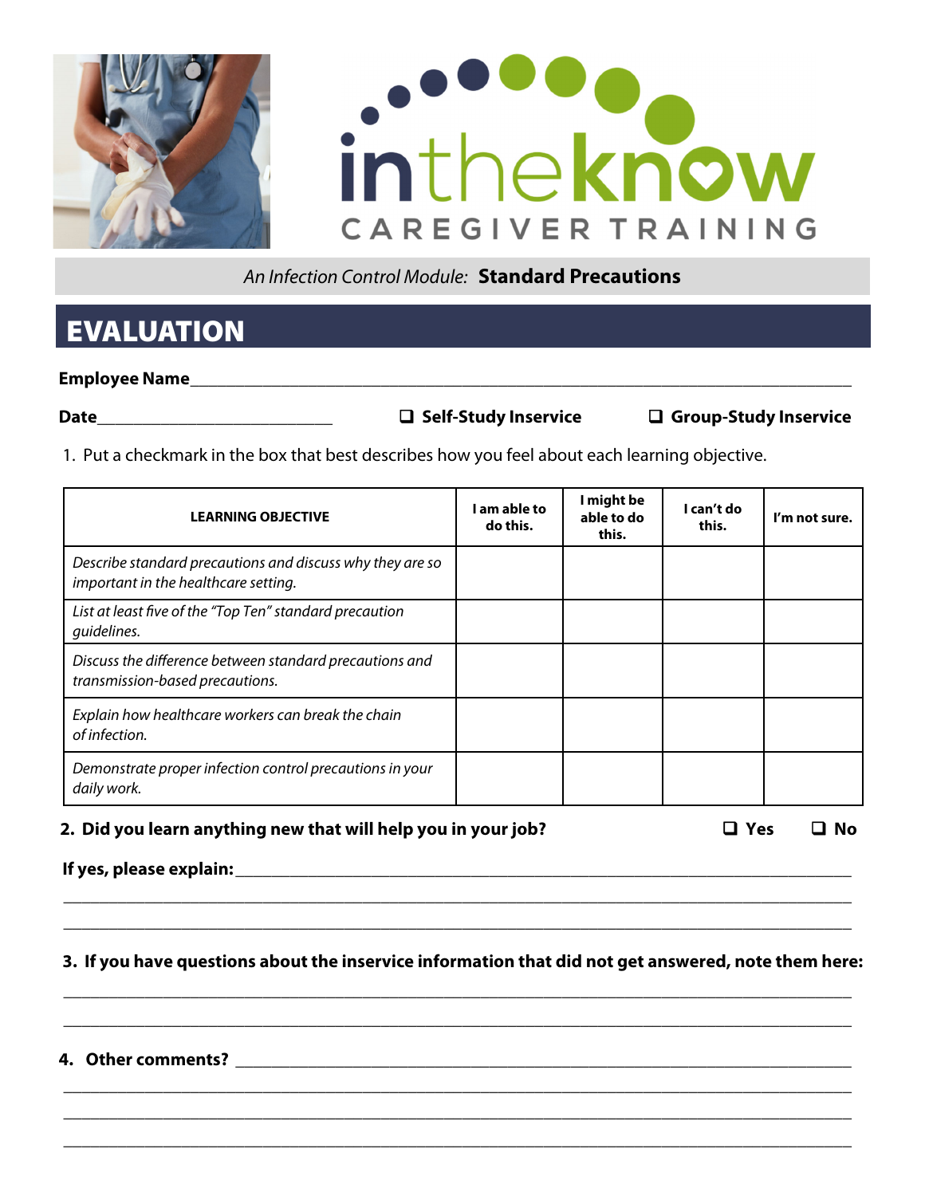inthe**know**

CAREGIVER TRAINING

*An Infection Control Module:* **Standard Precautions**

# EVALUATION

**Employee Name**\_\_\_\_\_\_\_\_\_\_\_\_\_\_\_\_\_\_\_\_\_\_\_\_\_\_\_\_\_\_\_\_\_\_\_\_\_\_\_\_\_\_\_\_\_\_\_\_\_\_\_\_\_\_\_\_

**Date**\_\_\_\_\_\_\_\_\_\_\_\_\_\_\_\_\_\_\_\_\_\_\_\_\_\_ ❑ **Self-Study Inservice** ❑ **Group-Study Inservice**

1. Put a checkmark in the box that best describes how you feel about each learning objective.

| LEARNING OBJECTIVE | I am able to do this. | I might be able to do this. | I can't do this. | I'm not sure. |
|---|---|---|---|---|
| *Describe standard precautions and discuss why they are so important in the healthcare setting.* | | | | |
| *List at least five of the "Top Ten" standard precaution guidelines.* | | | | |
| *Discuss the difference between standard precautions and transmission-based precautions.* | | | | |
| *Explain how healthcare workers can break the chain of infection.* | | | | |
| *Demonstrate proper infection control precautions in your daily work.* | | | | |

**2. Did you learn anything new that will help you in your job?** ❑ **Yes** ❑ **No**

**If yes, please explain:**\_\_\_\_\_\_\_\_\_\_\_\_\_\_\_\_\_\_\_\_\_\_\_\_\_\_\_\_\_\_\_\_\_\_\_\_\_\_\_\_\_\_\_\_\_\_\_\_\_\_\_\_\_\_\_\_

\_\_\_\_\_\_\_\_\_\_\_\_\_\_\_\_\_\_\_\_\_\_\_\_\_\_\_\_\_\_\_\_\_\_\_\_\_\_\_\_\_\_\_\_\_\_\_\_\_\_\_\_\_\_\_\_\_\_\_\_\_\_\_\_\_\_\_\_\_\_\_\_

\_\_\_\_\_\_\_\_\_\_\_\_\_\_\_\_\_\_\_\_\_\_\_\_\_\_\_\_\_\_\_\_\_\_\_\_\_\_\_\_\_\_\_\_\_\_\_\_\_\_\_\_\_\_\_\_\_\_\_\_\_\_\_\_\_\_\_\_\_\_\_\_

**3. If you have questions about the inservice information that did not get answered, note them here:**

\_\_\_\_\_\_\_\_\_\_\_\_\_\_\_\_\_\_\_\_\_\_\_\_\_\_\_\_\_\_\_\_\_\_\_\_\_\_\_\_\_\_\_\_\_\_\_\_\_\_\_\_\_\_\_\_\_\_\_\_\_\_\_\_\_\_\_\_\_\_\_\_

\_\_\_\_\_\_\_\_\_\_\_\_\_\_\_\_\_\_\_\_\_\_\_\_\_\_\_\_\_\_\_\_\_\_\_\_\_\_\_\_\_\_\_\_\_\_\_\_\_\_\_\_\_\_\_\_\_\_\_\_\_\_\_\_\_\_\_\_\_\_\_\_

**4. Other comments?** \_\_\_\_\_\_\_\_\_\_\_\_\_\_\_\_\_\_\_\_\_\_\_\_\_\_\_\_\_\_\_\_\_\_\_\_\_\_\_\_\_\_\_\_\_\_\_\_\_\_\_\_\_\_\_\_

\_\_\_\_\_\_\_\_\_\_\_\_\_\_\_\_\_\_\_\_\_\_\_\_\_\_\_\_\_\_\_\_\_\_\_\_\_\_\_\_\_\_\_\_\_\_\_\_\_\_\_\_\_\_\_\_\_\_\_\_\_\_\_\_\_\_\_\_\_\_\_\_

\_\_\_\_\_\_\_\_\_\_\_\_\_\_\_\_\_\_\_\_\_\_\_\_\_\_\_\_\_\_\_\_\_\_\_\_\_\_\_\_\_\_\_\_\_\_\_\_\_\_\_\_\_\_\_\_\_\_\_\_\_\_\_\_\_\_\_\_\_\_\_\_

\_\_\_\_\_\_\_\_\_\_\_\_\_\_\_\_\_\_\_\_\_\_\_\_\_\_\_\_\_\_\_\_\_\_\_\_\_\_\_\_\_\_\_\_\_\_\_\_\_\_\_\_\_\_\_\_\_\_\_\_\_\_\_\_\_\_\_\_\_\_\_\_